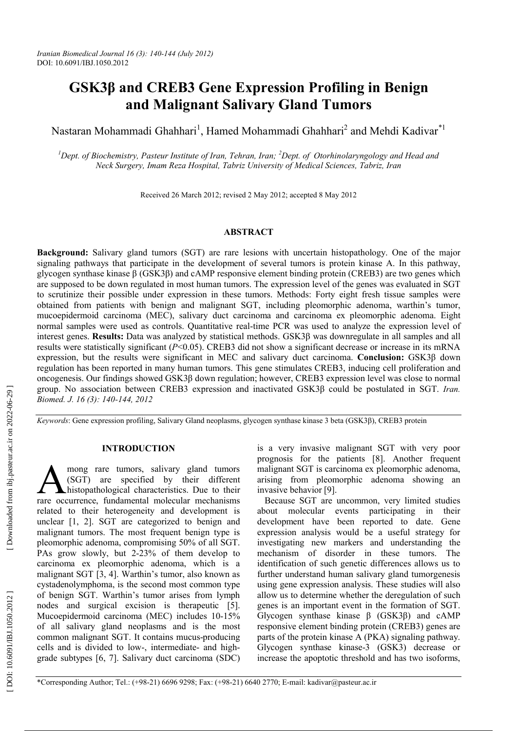# GSK3β and CREB3 Gene Expression Profiling in Benign and Malignant Salivary Gland Tumors

Nastaran Mohammadi Ghahhari[1], Hamed Mohammadi Ghahhari[2] and Mehdi Kadivar[*1]

[1]*Dept. of Biochemistry, Pasteur Institute of Iran, Tehran, Iran;* [2]*Dept. of Otorhinolaryngology and Head and Neck Surgery, Imam Reza Hospital, Tabriz University of Medical Sciences, Tabriz, Iran*

Received 26 March 2012; revised 2 May 2012; accepted 8 May 2012

## ABSTRACT

**Background:** Salivary gland tumors (SGT) are rare lesions with uncertain histopathology. One of the major signaling pathways that participate in the development of several tumors is protein kinase A. In this pathway, glycogen synthase kinase β (GSK3β) and cAMP responsive element binding protein (CREB3) are two genes which are supposed to be down regulated in most human tumors. The expression level of the genes was evaluated in SGT to scrutinize their possible under expression in these tumors. Methods: Forty eight fresh tissue samples were obtained from patients with benign and malignant SGT, including pleomorphic adenoma, warthin's tumor, mucoepidermoid carcinoma (MEC), salivary duct carcinoma and carcinoma ex pleomorphic adenoma. Eight normal samples were used as controls. Quantitative real-time PCR was used to analyze the expression level of interest genes. **Results:** Data was analyzed by statistical methods. GSK3β was downregulate in all samples and all results were statistically significant ($P<0.05$). CREB3 did not show a significant decrease or increase in its mRNA expression, but the results were significant in MEC and salivary duct carcinoma. **Conclusion:** GSK3β down regulation has been reported in many human tumors. This gene stimulates CREB3, inducing cell proliferation and oncogenesis. Our findings showed GSK3β down regulation; however, CREB3 expression level was close to normal group. No association between CREB3 expression and inactivated GSK3β could be postulated in SGT. *Iran. Biomed. J. 16 (3): 140-144, 2012*

*Keywords*: Gene expression profiling, Salivary Gland neoplasms, glycogen synthase kinase 3 beta (GSK3β), CREB3 protein

## INTRODUCTION

Among rare tumors, salivary gland tumors (SGT) are specified by their different histopathological characteristics. Due to their rare occurrence, fundamental molecular mechanisms related to their heterogeneity and development is unclear [1, 2]. SGT are categorized to benign and malignant tumors. The most frequent benign type is pleomorphic adenoma, compromising 50% of all SGT. PAs grow slowly, but 2-23% of them develop to carcinoma ex pleomorphic adenoma, which is a malignant SGT [3, 4]. Warthin's tumor, also known as cystadenolymphoma, is the second most common type of benign SGT. Warthin's tumor arises from lymph nodes and surgical excision is therapeutic [5]. Mucoepidermoid carcinoma (MEC) includes 10-15% of all salivary gland neoplasms and is the most common malignant SGT. It contains mucus-producing cells and is divided to low-, intermediate- and high-grade subtypes [6, 7]. Salivary duct carcinoma (SDC) is a very invasive malignant SGT with very poor prognosis for the patients [8]. Another frequent malignant SGT is carcinoma ex pleomorphic adenoma, arising from pleomorphic adenoma showing an invasive behavior [9].

Because SGT are uncommon, very limited studies about molecular events participating in their development have been reported to date. Gene expression analysis would be a useful strategy for investigating new markers and understanding the mechanism of disorder in these tumors. The identification of such genetic differences allows us to further understand human salivary gland tumorgenesis using gene expression analysis. These studies will also allow us to determine whether the deregulation of such genes is an important event in the formation of SGT. Glycogen synthase kinase β (GSK3β) and cAMP responsive element binding protein (CREB3) genes are parts of the protein kinase A (PKA) signaling pathway. Glycogen synthase kinase-3 (GSK3) decrease or increase the apoptotic threshold and has two isoforms,

*Corresponding Author; Tel.: (+98-21) 6696 9298; Fax: (+98-21) 6640 2770; E-mail: kadivar@pasteur.ac.ir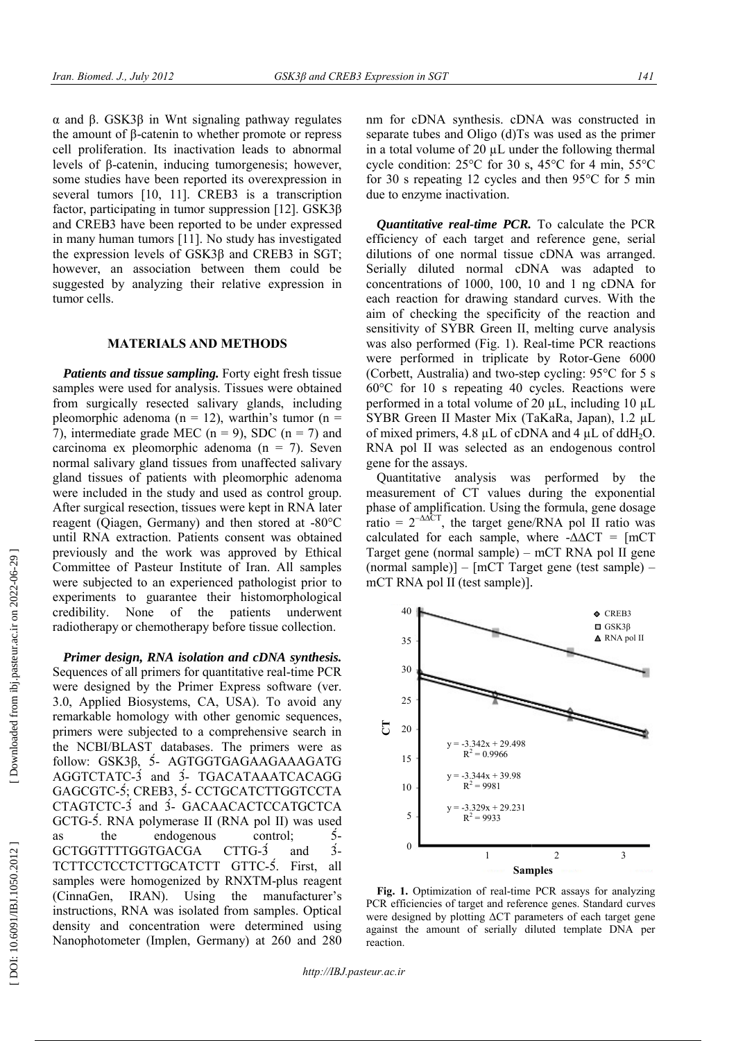α and β. GSK3β in Wnt signaling pathway regulates the amount of β-catenin to whether promote or repress cell proliferation. Its inactivation leads to abnormal levels of β-catenin, inducing tumorgenesis; however, some studies have been reported its overexpression in several tumors [10, 11]. CREB3 is a transcription factor, participating in tumor suppression [12]. GSK3β and CREB3 have been reported to be under expressed in many human tumors [11]. No study has investigated the expression levels of GSK3β and CREB3 in SGT; however, an association between them could be suggested by analyzing their relative expression in tumor cells.

## MATERIALS AND METHODS

***Patients and tissue sampling.*** Forty eight fresh tissue samples were used for analysis. Tissues were obtained from surgically resected salivary glands, including pleomorphic adenoma (n = 12), warthin's tumor (n = 7), intermediate grade MEC (n = 9), SDC (n = 7) and carcinoma ex pleomorphic adenoma (n = 7). Seven normal salivary gland tissues from unaffected salivary gland tissues of patients with pleomorphic adenoma were included in the study and used as control group. After surgical resection, tissues were kept in RNA later reagent (Qiagen, Germany) and then stored at -80°C until RNA extraction. Patients consent was obtained previously and the work was approved by Ethical Committee of Pasteur Institute of Iran. All samples were subjected to an experienced pathologist prior to experiments to guarantee their histomorphological credibility. None of the patients underwent radiotherapy or chemotherapy before tissue collection.

***Primer design, RNA isolation and cDNA synthesis.*** Sequences of all primers for quantitative real-time PCR were designed by the Primer Express software (ver. 3.0, Applied Biosystems, CA, USA). To avoid any remarkable homology with other genomic sequences, primers were subjected to a comprehensive search in the NCBI/BLAST databases. The primers were as follow: GSK3β, 5́- AGTGGTGAGAAGAAAGATG AGGTCTATC-3́ and 3́- TGACATAAATCACAGG GAGCGTC-5́; CREB3, 5́- CCTGCATCTTGGTCCTA CTAGTCTC-3́ and 3́- GACAACACTCCATGCTCA GCTG-5́. RNA polymerase II (RNA pol II) was used as the endogenous control; 5́- GCTGGTTTTGGTGACGA CTTG-3́ and 3́- TCTTCCTCCTCTTGCATCTT GTTC-5́. First, all samples were homogenized by RNXTM-plus reagent (CinnaGen, IRAN). Using the manufacturer's instructions, RNA was isolated from samples. Optical density and concentration were determined using Nanophotometer (Implen, Germany) at 260 and 280 nm for cDNA synthesis. cDNA was constructed in separate tubes and Oligo (d)Ts was used as the primer in a total volume of 20 µL under the following thermal cycle condition: 25°C for 30 s, 45°C for 4 min, 55°C for 30 s repeating 12 cycles and then 95°C for 5 min due to enzyme inactivation.

***Quantitative real-time PCR.*** To calculate the PCR efficiency of each target and reference gene, serial dilutions of one normal tissue cDNA was arranged. Serially diluted normal cDNA was adapted to concentrations of 1000, 100, 10 and 1 ng cDNA for each reaction for drawing standard curves. With the aim of checking the specificity of the reaction and sensitivity of SYBR Green II, melting curve analysis was also performed (Fig. 1). Real-time PCR reactions were performed in triplicate by Rotor-Gene 6000 (Corbett, Australia) and two-step cycling: 95°C for 5 s 60°C for 10 s repeating 40 cycles. Reactions were performed in a total volume of 20 µL, including 10 µL SYBR Green II Master Mix (TaKaRa, Japan), 1.2 µL of mixed primers, 4.8 µL of cDNA and 4 µL of $ddH_2O$. RNA pol II was selected as an endogenous control gene for the assays.

Quantitative analysis was performed by the measurement of CT values during the exponential phase of amplification. Using the formula, gene dosage ratio = $2^{-\Delta\Delta CT}$, the target gene/RNA pol II ratio was calculated for each sample, where $-\Delta\Delta CT$ = [mCT Target gene (normal sample) – mCT RNA pol II gene (normal sample)] – [mCT Target gene (test sample) – mCT RNA pol II (test sample)].

**Fig. 1.** Optimization of real-time PCR assays for analyzing PCR efficiencies of target and reference genes. Standard curves were designed by plotting ΔCT parameters of each target gene against the amount of serially diluted template DNA per reaction.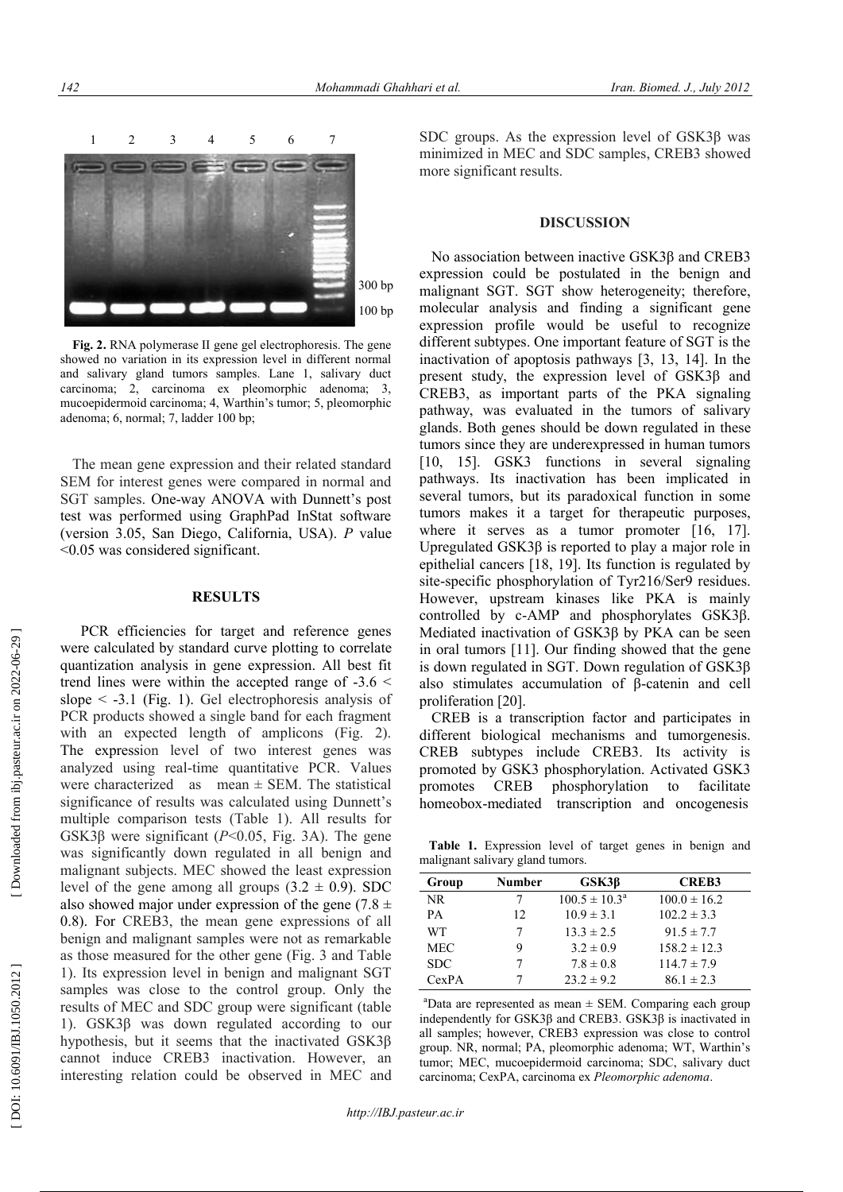**Fig. 2.** RNA polymerase II gene gel electrophoresis. The gene showed no variation in its expression level in different normal and salivary gland tumors samples. Lane 1, salivary duct carcinoma; 2, carcinoma ex pleomorphic adenoma; 3, mucoepidermoid carcinoma; 4, Warthin's tumor; 5, pleomorphic adenoma; 6, normal; 7, ladder 100 bp;

The mean gene expression and their related standard SEM for interest genes were compared in normal and SGT samples. One-way ANOVA with Dunnett's post test was performed using GraphPad InStat software (version 3.05, San Diego, California, USA). *P* value <0.05 was considered significant.

## RESULTS

PCR efficiencies for target and reference genes were calculated by standard curve plotting to correlate quantization analysis in gene expression. All best fit trend lines were within the accepted range of $-3.6 < \text{slope} < -3.1$ (Fig. 1). Gel electrophoresis analysis of PCR products showed a single band for each fragment with an expected length of amplicons (Fig. 2). The expression level of two interest genes was analyzed using real-time quantitative PCR. Values were characterized as mean ± SEM. The statistical significance of results was calculated using Dunnett's multiple comparison tests (Table 1). All results for GSK3β were significant (*P*<0.05, Fig. 3A). The gene was significantly down regulated in all benign and malignant subjects. MEC showed the least expression level of the gene among all groups (3.2 ± 0.9). SDC also showed major under expression of the gene (7.8 ± 0.8). For CREB3, the mean gene expressions of all benign and malignant samples were not as remarkable as those measured for the other gene (Fig. 3 and Table 1). Its expression level in benign and malignant SGT samples was close to the control group. Only the results of MEC and SDC group were significant (table 1). GSK3β was down regulated according to our hypothesis, but it seems that the inactivated GSK3β cannot induce CREB3 inactivation. However, an interesting relation could be observed in MEC and SDC groups. As the expression level of GSK3β was minimized in MEC and SDC samples, CREB3 showed more significant results.

## DISCUSSION

No association between inactive GSK3β and CREB3 expression could be postulated in the benign and malignant SGT. SGT show heterogeneity; therefore, molecular analysis and finding a significant gene expression profile would be useful to recognize different subtypes. One important feature of SGT is the inactivation of apoptosis pathways [3, 13, 14]. In the present study, the expression level of GSK3β and CREB3, as important parts of the PKA signaling pathway, was evaluated in the tumors of salivary glands. Both genes should be down regulated in these tumors since they are underexpressed in human tumors [10, 15]. GSK3 functions in several signaling pathways. Its inactivation has been implicated in several tumors, but its paradoxical function in some tumors makes it a target for therapeutic purposes, where it serves as a tumor promoter [16, 17]. Upregulated GSK3β is reported to play a major role in epithelial cancers [18, 19]. Its function is regulated by site-specific phosphorylation of Tyr216/Ser9 residues. However, upstream kinases like PKA is mainly controlled by c-AMP and phosphorylates GSK3β. Mediated inactivation of GSK3β by PKA can be seen in oral tumors [11]. Our finding showed that the gene is down regulated in SGT. Down regulation of GSK3β also stimulates accumulation of β-catenin and cell proliferation [20].

CREB is a transcription factor and participates in different biological mechanisms and tumorgenesis. CREB subtypes include CREB3. Its activity is promoted by GSK3 phosphorylation. Activated GSK3 promotes CREB phosphorylation to facilitate homeobox-mediated transcription and oncogenesis

**Table 1.** Expression level of target genes in benign and malignant salivary gland tumors.

| Group | Number | GSK3β | CREB3 |
|---|---|---|---|
| NR | 7 | 100.5 ± 10.3[a] | 100.0 ± 16.2 |
| PA | 12 | 10.9 ± 3.1 | 102.2 ± 3.3 |
| WT | 7 | 13.3 ± 2.5 | 91.5 ± 7.7 |
| MEC | 9 | 3.2 ± 0.9 | 158.2 ± 12.3 |
| SDC | 7 | 7.8 ± 0.8 | 114.7 ± 7.9 |
| CexPA | 7 | 23.2 ± 9.2 | 86.1 ± 2.3 |

[a]Data are represented as mean ± SEM. Comparing each group independently for GSK3β and CREB3. GSK3β is inactivated in all samples; however, CREB3 expression was close to control group. NR, normal; PA, pleomorphic adenoma; WT, Warthin's tumor; MEC, mucoepidermoid carcinoma; SDC, salivary duct carcinoma; CexPA, carcinoma ex *Pleomorphic adenoma*.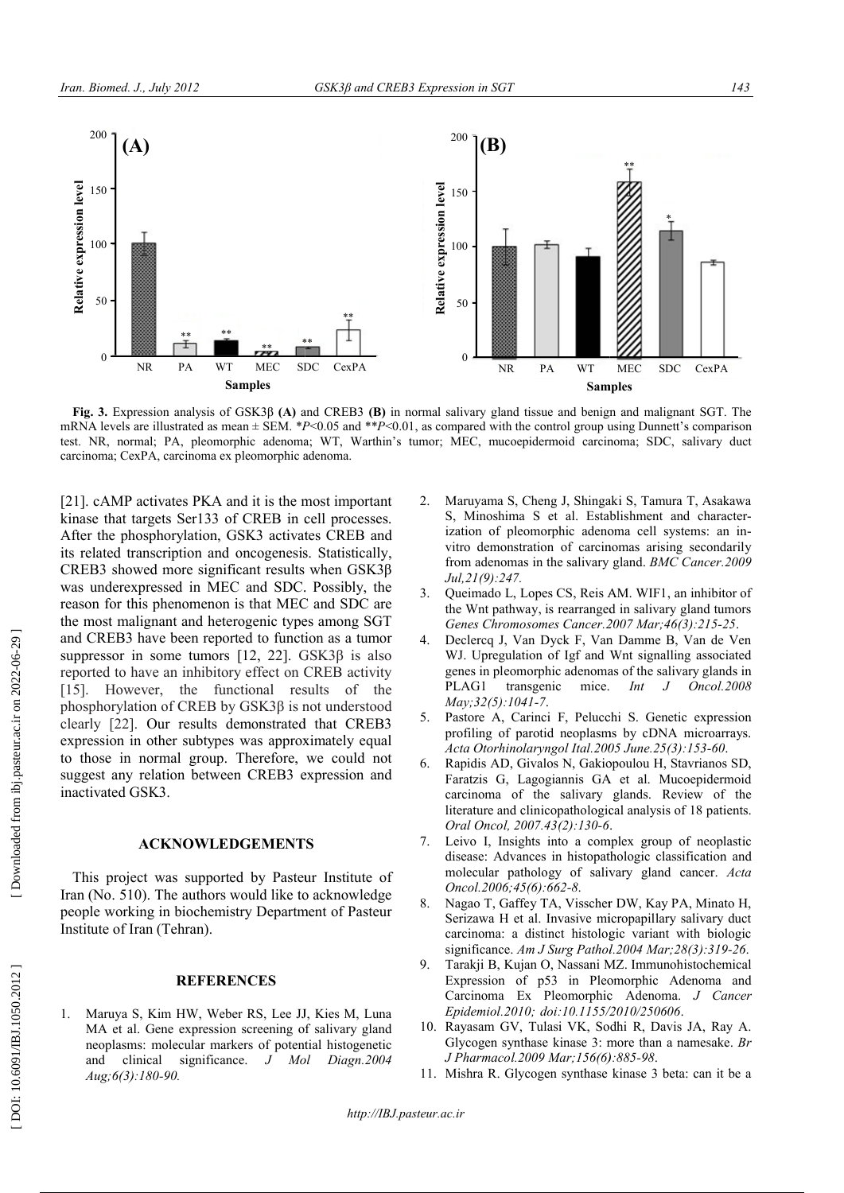**Fig. 3.** Expression analysis of GSK3β **(A)** and CREB3 **(B)** in normal salivary gland tissue and benign and malignant SGT. The mRNA levels are illustrated as mean ± SEM. $^{*}P<0.05$ and $^{**}P<0.01$, as compared with the control group using Dunnett's comparison test. NR, normal; PA, pleomorphic adenoma; WT, Warthin's tumor; MEC, mucoepidermoid carcinoma; SDC, salivary duct carcinoma; CexPA, carcinoma ex pleomorphic adenoma.

[21]. cAMP activates PKA and it is the most important kinase that targets Ser133 of CREB in cell processes. After the phosphorylation, GSK3 activates CREB and its related transcription and oncogenesis. Statistically, CREB3 showed more significant results when GSK3β was underexpressed in MEC and SDC. Possibly, the reason for this phenomenon is that MEC and SDC are the most malignant and heterogenic types among SGT and CREB3 have been reported to function as a tumor suppressor in some tumors [12, 22]. GSK3β is also reported to have an inhibitory effect on CREB activity [15]. However, the functional results of the phosphorylation of CREB by GSK3β is not understood clearly [22]. Our results demonstrated that CREB3 expression in other subtypes was approximately equal to those in normal group. Therefore, we could not suggest any relation between CREB3 expression and inactivated GSK3.

## ACKNOWLEDGEMENTS

This project was supported by Pasteur Institute of Iran (No. 510). The authors would like to acknowledge people working in biochemistry Department of Pasteur Institute of Iran (Tehran).

## REFERENCES

1. Maruya S, Kim HW, Weber RS, Lee JJ, Kies M, Luna MA et al. Gene expression screening of salivary gland neoplasms: molecular markers of potential histogenetic and clinical significance. *J Mol Diagn.2004 Aug;6(3):180-90.*
2. Maruyama S, Cheng J, Shingaki S, Tamura T, Asakawa S, Minoshima S et al. Establishment and characterization of pleomorphic adenoma cell systems: an in-vitro demonstration of carcinomas arising secondarily from adenomas in the salivary gland. *BMC Cancer.2009 Jul,21(9):247.*
3. Queimado L, Lopes CS, Reis AM. WIF1, an inhibitor of the Wnt pathway, is rearranged in salivary gland tumors *Genes Chromosomes Cancer.2007 Mar;46(3):215-25*.
4. Declercq J, Van Dyck F, Van Damme B, Van de Ven WJ. Upregulation of Igf and Wnt signalling associated genes in pleomorphic adenomas of the salivary glands in PLAG1 transgenic mice. *Int J Oncol.2008 May;32(5):1041-7*.
5. Pastore A, Carinci F, Pelucchi S. Genetic expression profiling of parotid neoplasms by cDNA microarrays. *Acta Otorhinolaryngol Ital.2005 June.25(3):153-60*.
6. Rapidis AD, Givalos N, Gakiopoulou H, Stavrianos SD, Faratzis G, Lagogiannis GA et al. Mucoepidermoid carcinoma of the salivary glands. Review of the literature and clinicopathological analysis of 18 patients. *Oral Oncol, 2007.43(2):130-6*.
7. Leivo I, Insights into a complex group of neoplastic disease: Advances in histopathologic classification and molecular pathology of salivary gland cancer. *Acta Oncol.2006;45(6):662-8*.
8. Nagao T, Gaffey TA, Visscher DW, Kay PA, Minato H, Serizawa H et al. Invasive micropapillary salivary duct carcinoma: a distinct histologic variant with biologic significance. *Am J Surg Pathol.2004 Mar;28(3):319-26*.
9. Tarakji B, Kujan O, Nassani MZ. Immunohistochemical Expression of p53 in Pleomorphic Adenoma and Carcinoma Ex Pleomorphic Adenoma. *J Cancer Epidemiol.2010; doi:10.1155/2010/250606*.
10. Rayasam GV, Tulasi VK, Sodhi R, Davis JA, Ray A. Glycogen synthase kinase 3: more than a namesake. *Br J Pharmacol.2009 Mar;156(6):885-98*.
11. Mishra R. Glycogen synthase kinase 3 beta: can it be a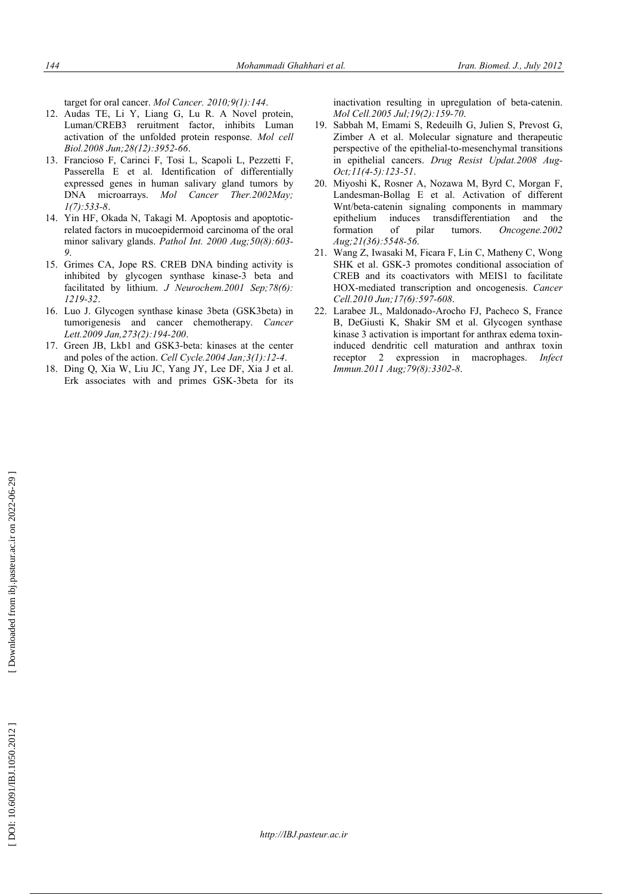target for oral cancer. *Mol Cancer. 2010;9(1):144*.

12. Audas TE, Li Y, Liang G, Lu R. A Novel protein, Luman/CREB3 reruitment factor, inhibits Luman activation of the unfolded protein response. *Mol cell Biol.2008 Jun;28(12):3952-66*.
13. Francioso F, Carinci F, Tosi L, Scapoli L, Pezzetti F, Passerella E et al. Identification of differentially expressed genes in human salivary gland tumors by DNA microarrays. *Mol Cancer Ther.2002May; 1(7):533-8*.
14. Yin HF, Okada N, Takagi M. Apoptosis and apoptotic-related factors in mucoepidermoid carcinoma of the oral minor salivary glands. *Pathol Int. 2000 Aug;50(8):603-9*.
15. Grimes CA, Jope RS. CREB DNA binding activity is inhibited by glycogen synthase kinase-3 beta and facilitated by lithium. *J Neurochem.2001 Sep;78(6): 1219-32*.
16. Luo J. Glycogen synthase kinase 3beta (GSK3beta) in tumorigenesis and cancer chemotherapy. *Cancer Lett.2009 Jan,273(2):194-200*.
17. Green JB, Lkb1 and GSK3-beta: kinases at the center and poles of the action. *Cell Cycle.2004 Jan;3(1):12-4*.
18. Ding Q, Xia W, Liu JC, Yang JY, Lee DF, Xia J et al. Erk associates with and primes GSK-3beta for its inactivation resulting in upregulation of beta-catenin. *Mol Cell.2005 Jul;19(2):159-70*.
19. Sabbah M, Emami S, Redeuilh G, Julien S, Prevost G, Zimber A et al. Molecular signature and therapeutic perspective of the epithelial-to-mesenchymal transitions in epithelial cancers. *Drug Resist Updat.2008 Aug-Oct;11(4-5):123-51*.
20. Miyoshi K, Rosner A, Nozawa M, Byrd C, Morgan F, Landesman-Bollag E et al. Activation of different Wnt/beta-catenin signaling components in mammary epithelium induces transdifferentiation and the formation of pilar tumors. *Oncogene.2002 Aug;21(36):5548-56*.
21. Wang Z, Iwasaki M, Ficara F, Lin C, Matheny C, Wong SHK et al. GSK-3 promotes conditional association of CREB and its coactivators with MEIS1 to facilitate HOX-mediated transcription and oncogenesis. *Cancer Cell.2010 Jun;17(6):597-608*.
22. Larabee JL, Maldonado-Arocho FJ, Pacheco S, France B, DeGiusti K, Shakir SM et al. Glycogen synthase kinase 3 activation is important for anthrax edema toxin-induced dendritic cell maturation and anthrax toxin receptor 2 expression in macrophages. *Infect Immun.2011 Aug;79(8):3302-8*.